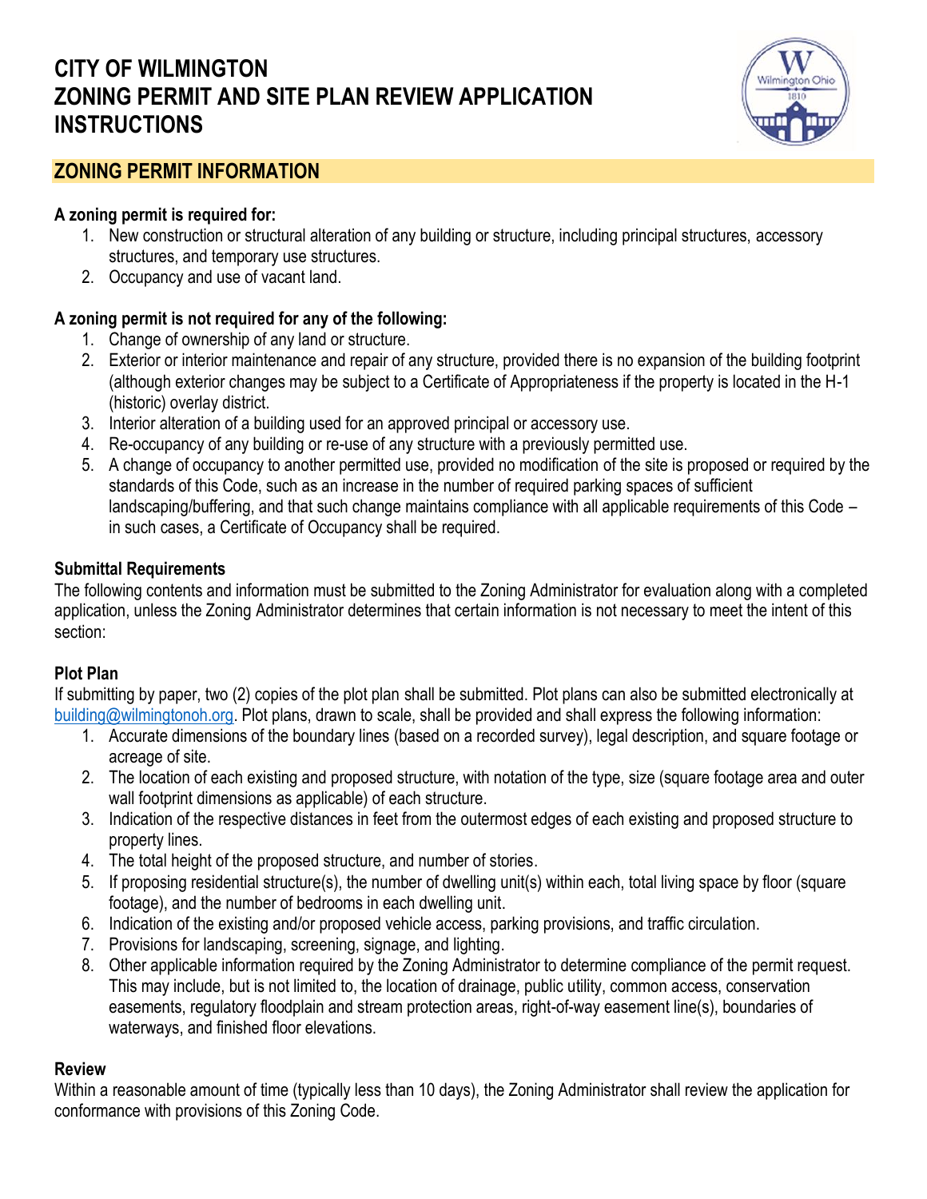# CITY OF WILMINGTON
# ZONING PERMIT AND SITE PLAN REVIEW APPLICATION INSTRUCTIONS

## ZONING PERMIT INFORMATION

**A zoning permit is required for:**

1. New construction or structural alteration of any building or structure, including principal structures, accessory structures, and temporary use structures.
2. Occupancy and use of vacant land.

**A zoning permit is not required for any of the following:**

1. Change of ownership of any land or structure.
2. Exterior or interior maintenance and repair of any structure, provided there is no expansion of the building footprint (although exterior changes may be subject to a Certificate of Appropriateness if the property is located in the H-1 (historic) overlay district.
3. Interior alteration of a building used for an approved principal or accessory use.
4. Re-occupancy of any building or re-use of any structure with a previously permitted use.
5. A change of occupancy to another permitted use, provided no modification of the site is proposed or required by the standards of this Code, such as an increase in the number of required parking spaces of sufficient landscaping/buffering, and that such change maintains compliance with all applicable requirements of this Code – in such cases, a Certificate of Occupancy shall be required.

### Submittal Requirements

The following contents and information must be submitted to the Zoning Administrator for evaluation along with a completed application, unless the Zoning Administrator determines that certain information is not necessary to meet the intent of this section:

### Plot Plan

If submitting by paper, two (2) copies of the plot plan shall be submitted. Plot plans can also be submitted electronically at building@wilmingtonoh.org. Plot plans, drawn to scale, shall be provided and shall express the following information:

1. Accurate dimensions of the boundary lines (based on a recorded survey), legal description, and square footage or acreage of site.
2. The location of each existing and proposed structure, with notation of the type, size (square footage area and outer wall footprint dimensions as applicable) of each structure.
3. Indication of the respective distances in feet from the outermost edges of each existing and proposed structure to property lines.
4. The total height of the proposed structure, and number of stories.
5. If proposing residential structure(s), the number of dwelling unit(s) within each, total living space by floor (square footage), and the number of bedrooms in each dwelling unit.
6. Indication of the existing and/or proposed vehicle access, parking provisions, and traffic circulation.
7. Provisions for landscaping, screening, signage, and lighting.
8. Other applicable information required by the Zoning Administrator to determine compliance of the permit request. This may include, but is not limited to, the location of drainage, public utility, common access, conservation easements, regulatory floodplain and stream protection areas, right-of-way easement line(s), boundaries of waterways, and finished floor elevations.

### Review

Within a reasonable amount of time (typically less than 10 days), the Zoning Administrator shall review the application for conformance with provisions of this Zoning Code.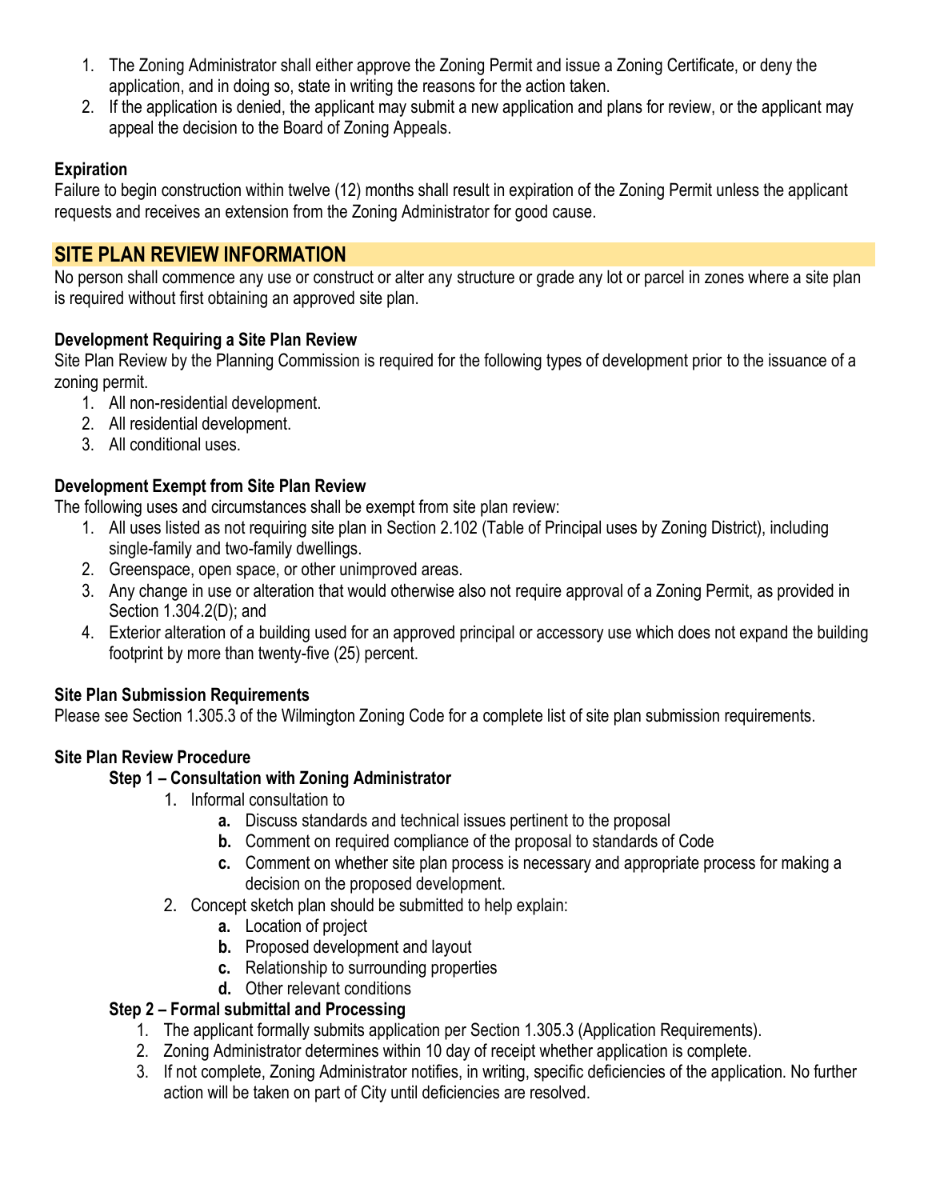1. The Zoning Administrator shall either approve the Zoning Permit and issue a Zoning Certificate, or deny the application, and in doing so, state in writing the reasons for the action taken.
2. If the application is denied, the applicant may submit a new application and plans for review, or the applicant may appeal the decision to the Board of Zoning Appeals.

**Expiration**

Failure to begin construction within twelve (12) months shall result in expiration of the Zoning Permit unless the applicant requests and receives an extension from the Zoning Administrator for good cause.

## SITE PLAN REVIEW INFORMATION

No person shall commence any use or construct or alter any structure or grade any lot or parcel in zones where a site plan is required without first obtaining an approved site plan.

**Development Requiring a Site Plan Review**

Site Plan Review by the Planning Commission is required for the following types of development prior to the issuance of a zoning permit.

1. All non-residential development.
2. All residential development.
3. All conditional uses.

**Development Exempt from Site Plan Review**

The following uses and circumstances shall be exempt from site plan review:

1. All uses listed as not requiring site plan in Section 2.102 (Table of Principal uses by Zoning District), including single-family and two-family dwellings.
2. Greenspace, open space, or other unimproved areas.
3. Any change in use or alteration that would otherwise also not require approval of a Zoning Permit, as provided in Section 1.304.2(D); and
4. Exterior alteration of a building used for an approved principal or accessory use which does not expand the building footprint by more than twenty-five (25) percent.

**Site Plan Submission Requirements**

Please see Section 1.305.3 of the Wilmington Zoning Code for a complete list of site plan submission requirements.

**Site Plan Review Procedure**

**Step 1 – Consultation with Zoning Administrator**

1. Informal consultation to
   - **a.** Discuss standards and technical issues pertinent to the proposal
   - **b.** Comment on required compliance of the proposal to standards of Code
   - **c.** Comment on whether site plan process is necessary and appropriate process for making a decision on the proposed development.
2. Concept sketch plan should be submitted to help explain:
   - **a.** Location of project
   - **b.** Proposed development and layout
   - **c.** Relationship to surrounding properties
   - **d.** Other relevant conditions

**Step 2 – Formal submittal and Processing**

1. The applicant formally submits application per Section 1.305.3 (Application Requirements).
2. Zoning Administrator determines within 10 day of receipt whether application is complete.
3. If not complete, Zoning Administrator notifies, in writing, specific deficiencies of the application. No further action will be taken on part of City until deficiencies are resolved.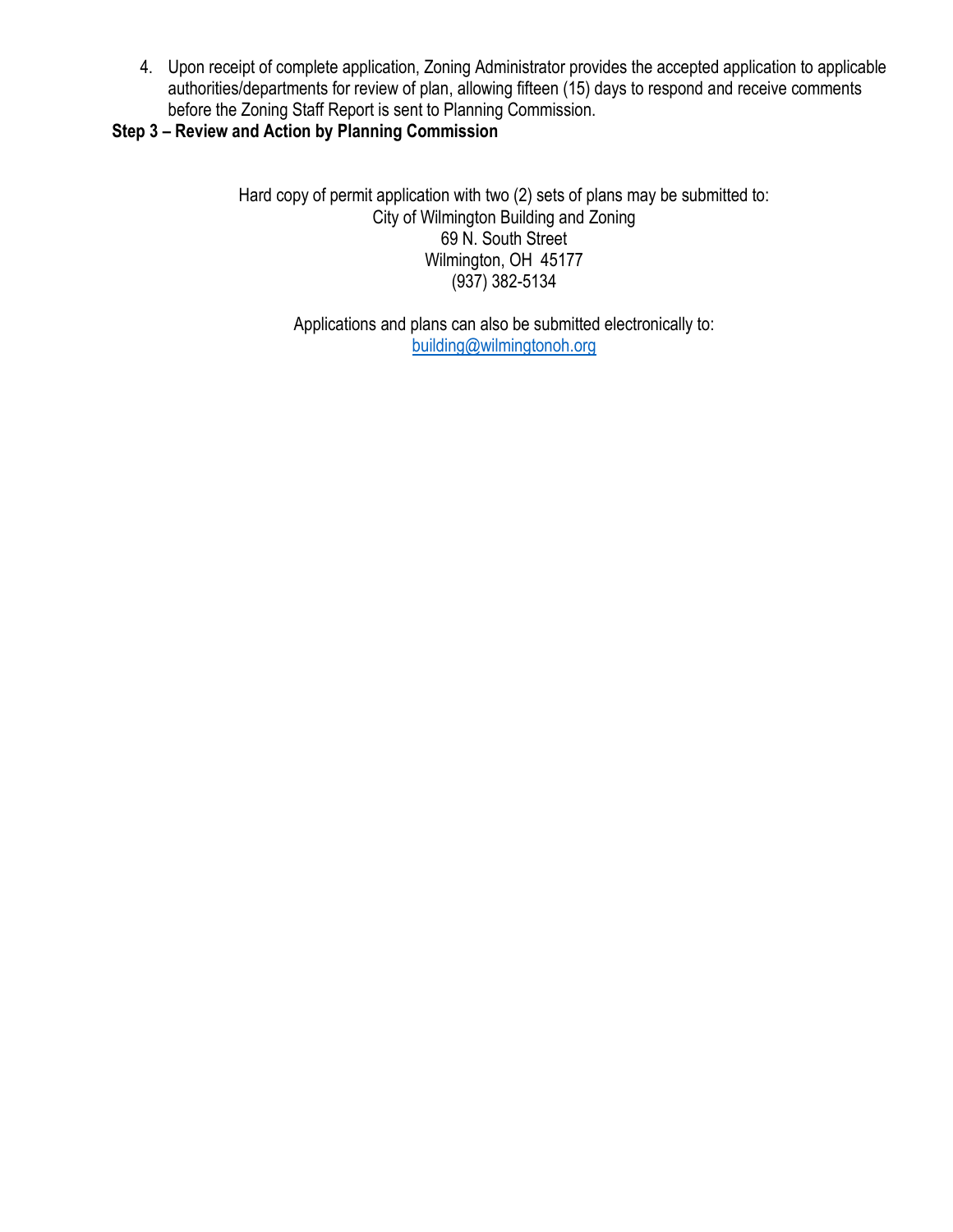4. Upon receipt of complete application, Zoning Administrator provides the accepted application to applicable authorities/departments for review of plan, allowing fifteen (15) days to respond and receive comments before the Zoning Staff Report is sent to Planning Commission.

**Step 3 – Review and Action by Planning Commission**

Hard copy of permit application with two (2) sets of plans may be submitted to:
City of Wilmington Building and Zoning
69 N. South Street
Wilmington, OH 45177
(937) 382-5134

Applications and plans can also be submitted electronically to:
building@wilmingtonoh.org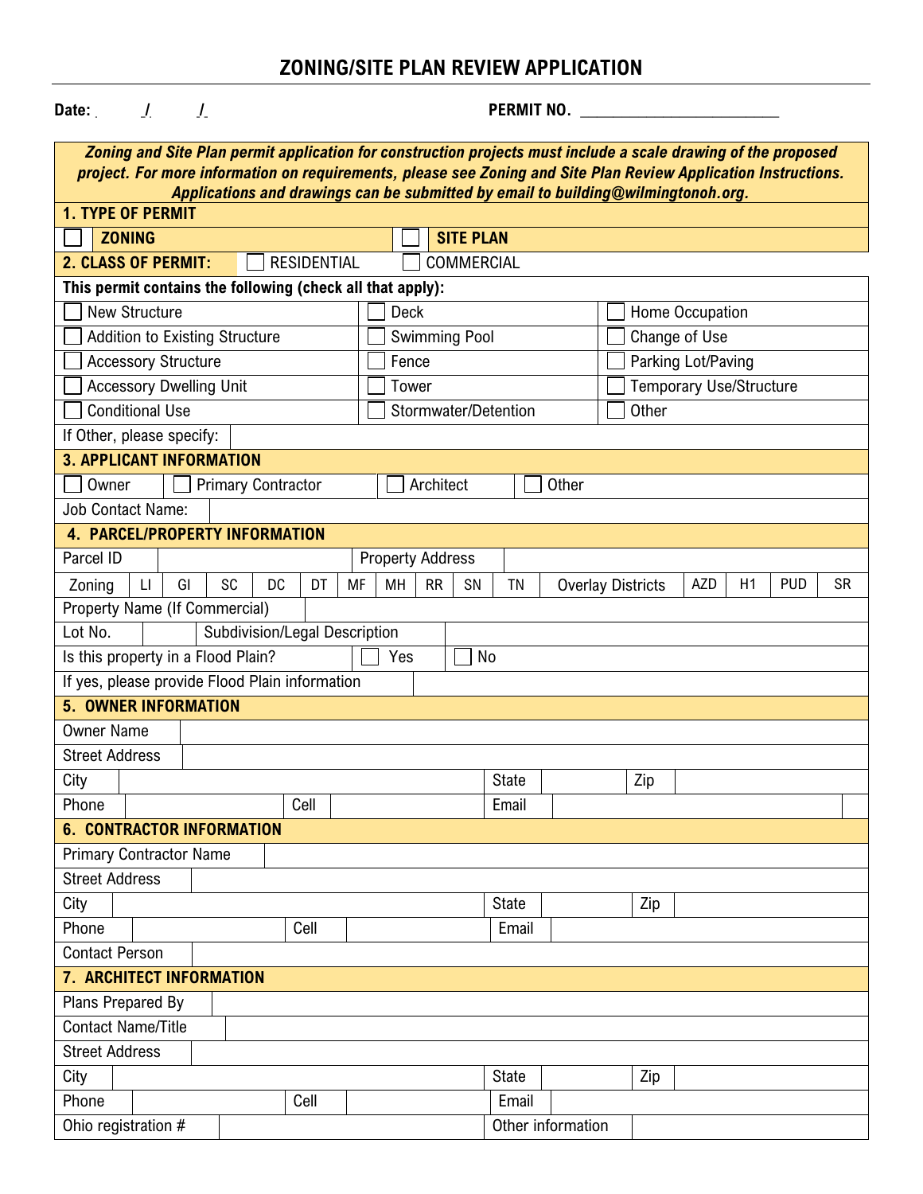# ZONING/SITE PLAN REVIEW APPLICATION

**Date:** ___ / ___ / ___ **PERMIT NO.** ________________________

***Zoning and Site Plan permit application for construction projects must include a scale drawing of the proposed project. For more information on requirements, please see Zoning and Site Plan Review Application Instructions. Applications and drawings can be submitted by email to building@wilmingtonoh.org.***

## 1. TYPE OF PERMIT

| | |
|---|---|
| ☐ **ZONING** | ☐ **SITE PLAN** |

## 2. CLASS OF PERMIT: ☐ RESIDENTIAL ☐ COMMERCIAL

**This permit contains the following (check all that apply):**

| | | |
|---|---|---|
| ☐ New Structure | ☐ Deck | ☐ Home Occupation |
| ☐ Addition to Existing Structure | ☐ Swimming Pool | ☐ Change of Use |
| ☐ Accessory Structure | ☐ Fence | ☐ Parking Lot/Paving |
| ☐ Accessory Dwelling Unit | ☐ Tower | ☐ Temporary Use/Structure |
| ☐ Conditional Use | ☐ Stormwater/Detention | ☐ Other |

If Other, please specify: ______________________

## 3. APPLICANT INFORMATION

☐ Owner ☐ Primary Contractor ☐ Architect ☐ Other

Job Contact Name: ______________________

## 4. PARCEL/PROPERTY INFORMATION

| | | | | | | | | | | | | | | | |
|---|---|---|---|---|---|---|---|---|---|---|---|---|---|---|---|
| Parcel ID | | | | | | Property Address | | | | | | | | | |
| Zoning | LI | GI | SC | DC | DT | MF | MH | RR | SN | TN | Overlay Districts | AZD | H1 | PUD | SR |

Property Name (If Commercial): ______________________

Lot No.: ________ Subdivision/Legal Description: ______________________

Is this property in a Flood Plain? ☐ Yes ☐ No

If yes, please provide Flood Plain information: ______________________

## 5. OWNER INFORMATION

| | | | | | |
|---|---|---|---|---|---|
| Owner Name | | | | | |
| Street Address | | | | | |
| City | | State | | Zip | |
| Phone | | Cell | | Email | |

## 6. CONTRACTOR INFORMATION

| | | | | | |
|---|---|---|---|---|---|
| Primary Contractor Name | | | | | |
| Street Address | | | | | |
| City | | State | | Zip | |
| Phone | | Cell | | Email | |
| Contact Person | | | | | |

## 7. ARCHITECT INFORMATION

| | | | | | |
|---|---|---|---|---|---|
| Plans Prepared By | | | | | |
| Contact Name/Title | | | | | |
| Street Address | | | | | |
| City | | State | | Zip | |
| Phone | | Cell | | Email | |
| Ohio registration # | | Other information | | | |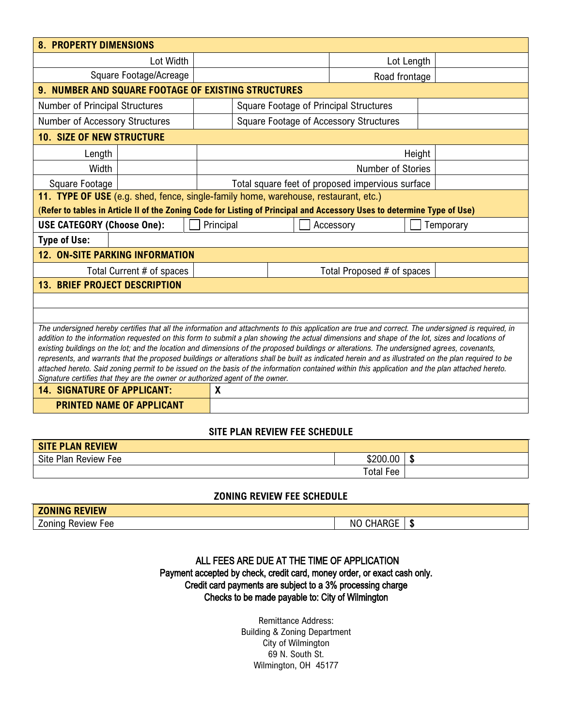| 8. PROPERTY DIMENSIONS | | | |
|---|---|---|---|
| Lot Width | | Lot Length | |
| Square Footage/Acreage | | Road frontage | |

| 9. NUMBER AND SQUARE FOOTAGE OF EXISTING STRUCTURES | | | |
|---|---|---|---|
| Number of Principal Structures | | Square Footage of Principal Structures | |
| Number of Accessory Structures | | Square Footage of Accessory Structures | |

| 10. SIZE OF NEW STRUCTURE | | | |
|---|---|---|---|
| Length | | Height | |
| Width | | Number of Stories | |
| Square Footage | | Total square feet of proposed impervious surface | |

**11. TYPE OF USE** (e.g. shed, fence, single-family home, warehouse, restaurant, etc.)

**(Refer to tables in Article II of the Zoning Code for Listing of Principal and Accessory Uses to determine Type of Use)**

| USE CATEGORY (Choose One): | ☐ Principal | ☐ Accessory | ☐ Temporary |
|---|---|---|---|
| **Type of Use:** | | | |

| 12. ON-SITE PARKING INFORMATION | | | |
|---|---|---|---|
| Total Current # of spaces | | Total Proposed # of spaces | |

**13. BRIEF PROJECT DESCRIPTION**

*The undersigned hereby certifies that all the information and attachments to this application are true and correct. The undersigned is required, in addition to the information requested on this form to submit a plan showing the actual dimensions and shape of the lot, sizes and locations of existing buildings on the lot; and the location and dimensions of the proposed buildings or alterations. The undersigned agrees, covenants, represents, and warrants that the proposed buildings or alterations shall be built as indicated herein and as illustrated on the plan required to be attached hereto. Said zoning permit to be issued on the basis of the information contained within this application and the plan attached hereto. Signature certifies that they are the owner or authorized agent of the owner.*

| | |
|---|---|
| **14. SIGNATURE OF APPLICANT:** | **X** |
| **PRINTED NAME OF APPLICANT** | |

## SITE PLAN REVIEW FEE SCHEDULE

| SITE PLAN REVIEW | | |
|---|---|---|
| Site Plan Review Fee | $200.00 | $ |
| | Total Fee | |

## ZONING REVIEW FEE SCHEDULE

| ZONING REVIEW | | |
|---|---|---|
| Zoning Review Fee | NO CHARGE | $ |

ALL FEES ARE DUE AT THE TIME OF APPLICATION
Payment accepted by check, credit card, money order, or exact cash only.
Credit card payments are subject to a 3% processing charge
Checks to be made payable to: City of Wilmington

Remittance Address:
Building & Zoning Department
City of Wilmington
69 N. South St.
Wilmington, OH 45177